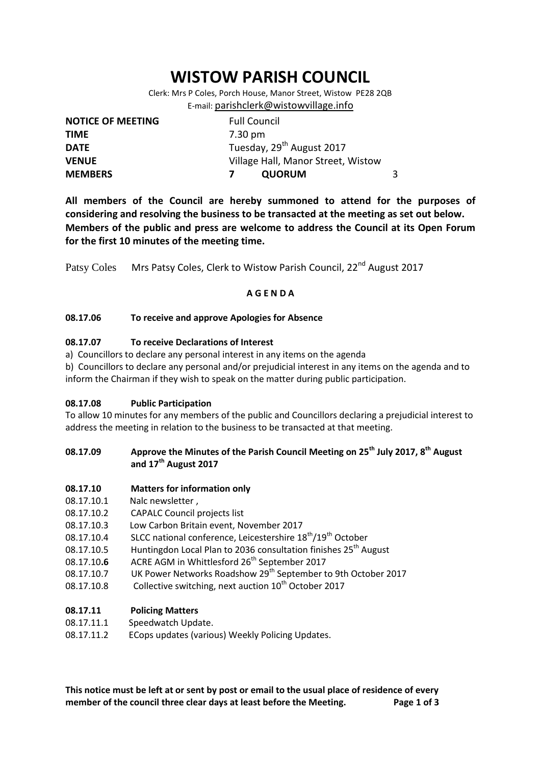# WISTOW PARISH COUNCIL

Clerk: Mrs P Coles, Porch House, Manor Street, Wistow PE28 2QB
E-mail: parishclerk@wistowvillage.info

| | |
|---|---|
| **NOTICE OF MEETING** | Full Council |
| **TIME** | 7.30 pm |
| **DATE** | Tuesday, 29th August 2017 |
| **VENUE** | Village Hall, Manor Street, Wistow |
| **MEMBERS** | **7** **QUORUM** 3 |

**All members of the Council are hereby summoned to attend for the purposes of considering and resolving the business to be transacted at the meeting as set out below. Members of the public and press are welcome to address the Council at its Open Forum for the first 10 minutes of the meeting time.**

Patsy Coles Mrs Patsy Coles, Clerk to Wistow Parish Council, 22nd August 2017

**A G E N D A**

**08.17.06 To receive and approve Apologies for Absence**

**08.17.07 To receive Declarations of Interest**

a) Councillors to declare any personal interest in any items on the agenda

b) Councillors to declare any personal and/or prejudicial interest in any items on the agenda and to inform the Chairman if they wish to speak on the matter during public participation.

**08.17.08 Public Participation**

To allow 10 minutes for any members of the public and Councillors declaring a prejudicial interest to address the meeting in relation to the business to be transacted at that meeting.

**08.17.09 Approve the Minutes of the Parish Council Meeting on 25th July 2017, 8th August and 17th August 2017**

**08.17.10 Matters for information only**

- 08.17.10.1 Nalc newsletter ,
- 08.17.10.2 CAPALC Council projects list
- 08.17.10.3 Low Carbon Britain event, November 2017
- 08.17.10.4 SLCC national conference, Leicestershire 18th/19th October
- 08.17.10.5 Huntingdon Local Plan to 2036 consultation finishes 25th August
- 08.17.10.**6** ACRE AGM in Whittlesford 26th September 2017
- 08.17.10.7 UK Power Networks Roadshow 29th September to 9th October 2017
- 08.17.10.8 Collective switching, next auction 10th October 2017

**08.17.11 Policing Matters**

- 08.17.11.1 Speedwatch Update.
- 08.17.11.2 ECops updates (various) Weekly Policing Updates.

**This notice must be left at or sent by post or email to the usual place of residence of every member of the council three clear days at least before the Meeting.**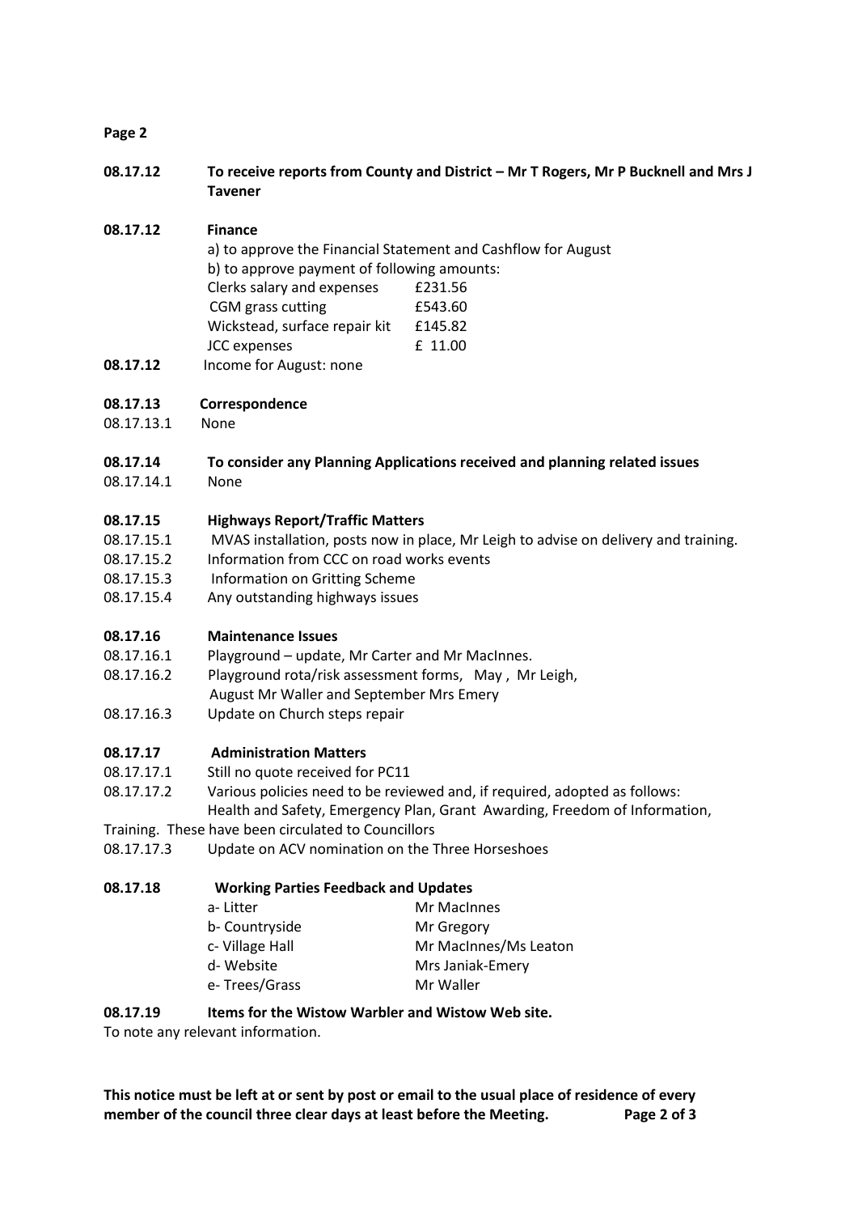**Page 2**

**08.17.12 To receive reports from County and District – Mr T Rogers, Mr P Bucknell and Mrs J Tavener**

**08.17.12 Finance**

a) to approve the Financial Statement and Cashflow for August

b) to approve payment of following amounts:

| | |
|---|---|
| Clerks salary and expenses | £231.56 |
| CGM grass cutting | £543.60 |
| Wickstead, surface repair kit | £145.82 |
| JCC expenses | £ 11.00 |

**08.17.12** Income for August: none

**08.17.13 Correspondence**

08.17.13.1 None

**08.17.14 To consider any Planning Applications received and planning related issues**

08.17.14.1 None

**08.17.15 Highways Report/Traffic Matters**

08.17.15.1 MVAS installation, posts now in place, Mr Leigh to advise on delivery and training.

08.17.15.2 Information from CCC on road works events

08.17.15.3 Information on Gritting Scheme

08.17.15.4 Any outstanding highways issues

**08.17.16 Maintenance Issues**

08.17.16.1 Playground – update, Mr Carter and Mr MacInnes.

08.17.16.2 Playground rota/risk assessment forms, May , Mr Leigh, August Mr Waller and September Mrs Emery

08.17.16.3 Update on Church steps repair

**08.17.17 Administration Matters**

08.17.17.1 Still no quote received for PC11

08.17.17.2 Various policies need to be reviewed and, if required, adopted as follows: Health and Safety, Emergency Plan, Grant Awarding, Freedom of Information, Training. These have been circulated to Councillors

08.17.17.3 Update on ACV nomination on the Three Horseshoes

**08.17.18 Working Parties Feedback and Updates**

| | |
|---|---|
| a- Litter | Mr MacInnes |
| b- Countryside | Mr Gregory |
| c- Village Hall | Mr MacInnes/Ms Leaton |
| d- Website | Mrs Janiak-Emery |
| e- Trees/Grass | Mr Waller |

**08.17.19 Items for the Wistow Warbler and Wistow Web site.**

To note any relevant information.

**This notice must be left at or sent by post or email to the usual place of residence of every member of the council three clear days at least before the Meeting.**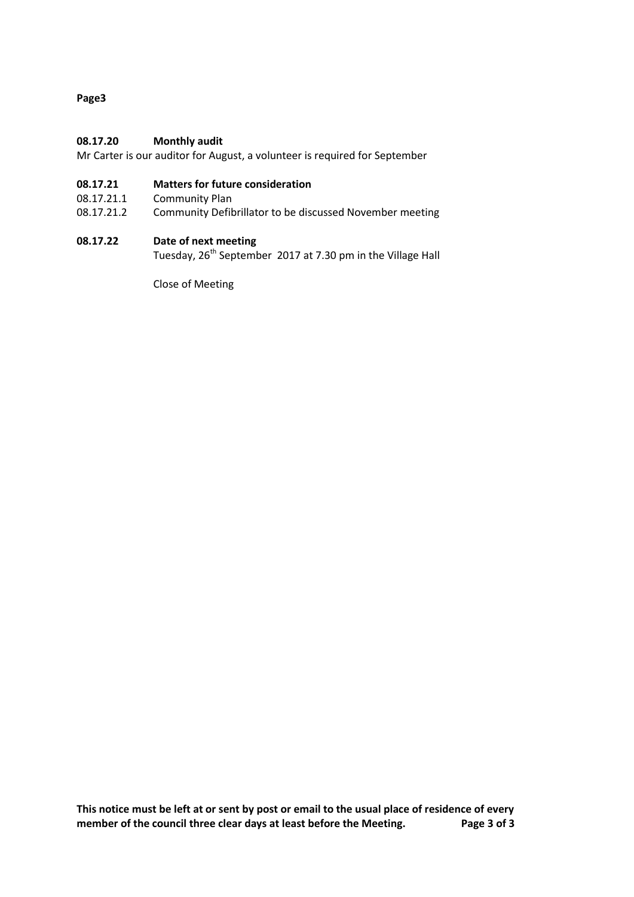**08.17.20 Monthly audit**

Mr Carter is our auditor for August, a volunteer is required for September

**08.17.21 Matters for future consideration**

08.17.21.1 Community Plan

08.17.21.2 Community Defibrillator to be discussed November meeting

**08.17.22 Date of next meeting**

Tuesday, 26th September 2017 at 7.30 pm in the Village Hall

Close of Meeting

**This notice must be left at or sent by post or email to the usual place of residence of every member of the council three clear days at least before the Meeting.**